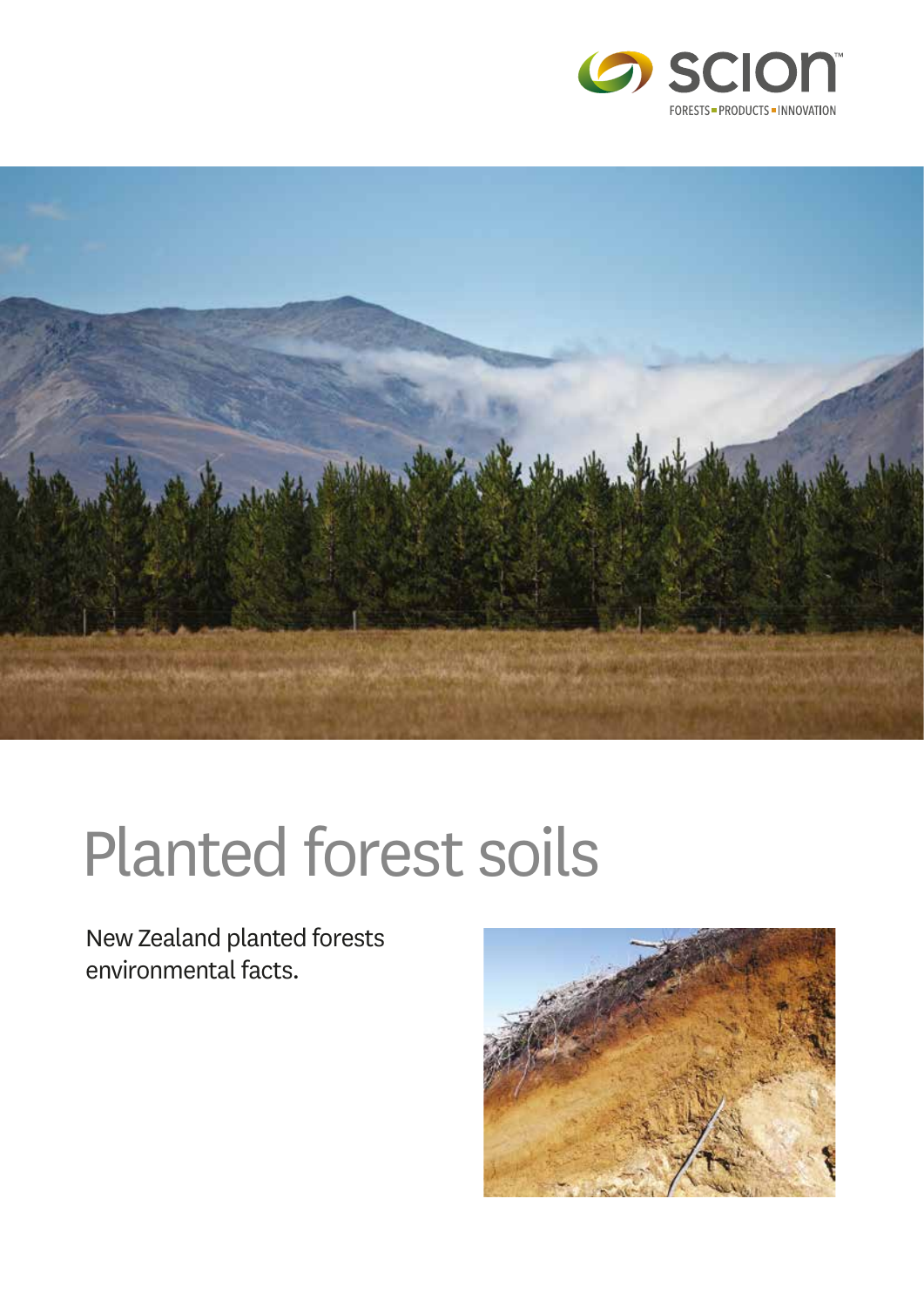scion

FORESTS ▪ PRODUCTS ▪ INNOVATION

# Planted forest soils

New Zealand planted forests environmental facts.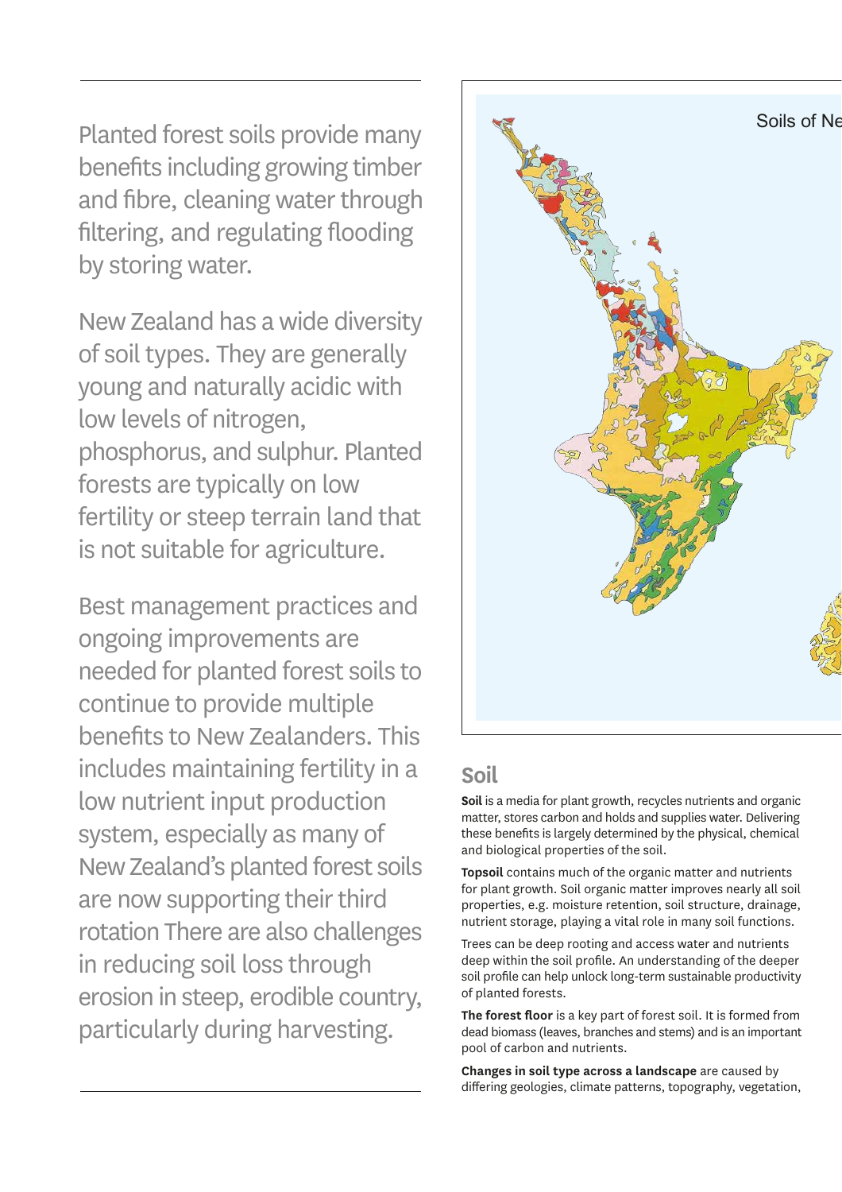Planted forest soils provide many benefits including growing timber and fibre, cleaning water through filtering, and regulating flooding by storing water.

New Zealand has a wide diversity of soil types. They are generally young and naturally acidic with low levels of nitrogen, phosphorus, and sulphur. Planted forests are typically on low fertility or steep terrain land that is not suitable for agriculture.

Best management practices and ongoing improvements are needed for planted forest soils to continue to provide multiple benefits to New Zealanders. This includes maintaining fertility in a low nutrient input production system, especially as many of New Zealand's planted forest soils are now supporting their third rotation There are also challenges in reducing soil loss through erosion in steep, erodible country, particularly during harvesting.

Soils of Ne

## Soil

**Soil** is a media for plant growth, recycles nutrients and organic matter, stores carbon and holds and supplies water. Delivering these benefits is largely determined by the physical, chemical and biological properties of the soil.

**Topsoil** contains much of the organic matter and nutrients for plant growth. Soil organic matter improves nearly all soil properties, e.g. moisture retention, soil structure, drainage, nutrient storage, playing a vital role in many soil functions.

Trees can be deep rooting and access water and nutrients deep within the soil profile. An understanding of the deeper soil profile can help unlock long-term sustainable productivity of planted forests.

**The forest floor** is a key part of forest soil. It is formed from dead biomass (leaves, branches and stems) and is an important pool of carbon and nutrients.

**Changes in soil type across a landscape** are caused by differing geologies, climate patterns, topography, vegetation,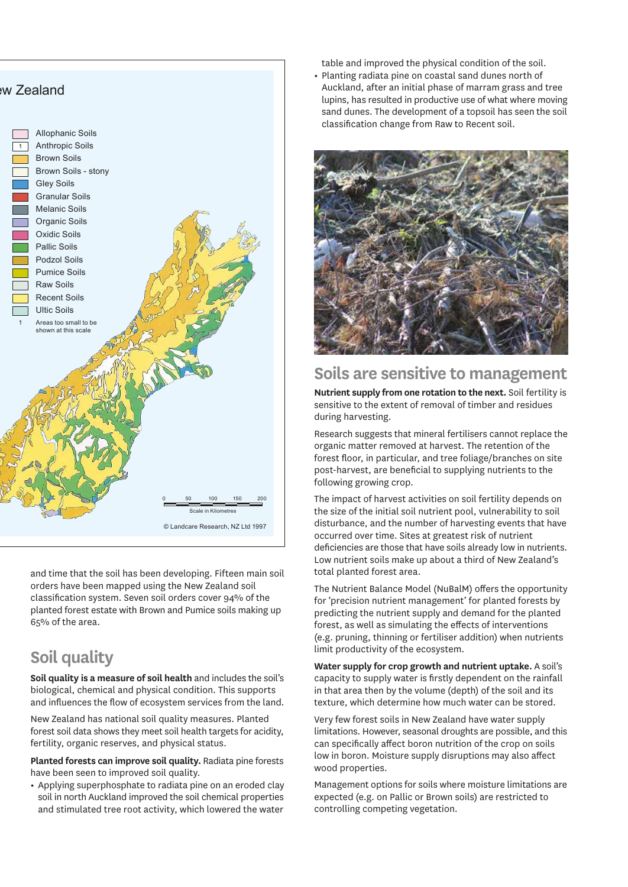and time that the soil has been developing. Fifteen main soil orders have been mapped using the New Zealand soil classification system. Seven soil orders cover 94% of the planted forest estate with Brown and Pumice soils making up 65% of the area.

## Soil quality

**Soil quality is a measure of soil health** and includes the soil's biological, chemical and physical condition. This supports and influences the flow of ecosystem services from the land.

New Zealand has national soil quality measures. Planted forest soil data shows they meet soil health targets for acidity, fertility, organic reserves, and physical status.

**Planted forests can improve soil quality.** Radiata pine forests have been seen to improved soil quality.

- Applying superphosphate to radiata pine on an eroded clay soil in north Auckland improved the soil chemical properties and stimulated tree root activity, which lowered the water table and improved the physical condition of the soil.
- Planting radiata pine on coastal sand dunes north of Auckland, after an initial phase of marram grass and tree lupins, has resulted in productive use of what where moving sand dunes. The development of a topsoil has seen the soil classification change from Raw to Recent soil.

## Soils are sensitive to management

**Nutrient supply from one rotation to the next.** Soil fertility is sensitive to the extent of removal of timber and residues during harvesting.

Research suggests that mineral fertilisers cannot replace the organic matter removed at harvest. The retention of the forest floor, in particular, and tree foliage/branches on site post-harvest, are beneficial to supplying nutrients to the following growing crop.

The impact of harvest activities on soil fertility depends on the size of the initial soil nutrient pool, vulnerability to soil disturbance, and the number of harvesting events that have occurred over time. Sites at greatest risk of nutrient deficiencies are those that have soils already low in nutrients. Low nutrient soils make up about a third of New Zealand's total planted forest area.

The Nutrient Balance Model (NuBalM) offers the opportunity for 'precision nutrient management' for planted forests by predicting the nutrient supply and demand for the planted forest, as well as simulating the effects of interventions (e.g. pruning, thinning or fertiliser addition) when nutrients limit productivity of the ecosystem.

**Water supply for crop growth and nutrient uptake.** A soil's capacity to supply water is firstly dependent on the rainfall in that area then by the volume (depth) of the soil and its texture, which determine how much water can be stored.

Very few forest soils in New Zealand have water supply limitations. However, seasonal droughts are possible, and this can specifically affect boron nutrition of the crop on soils low in boron. Moisture supply disruptions may also affect wood properties.

Management options for soils where moisture limitations are expected (e.g. on Pallic or Brown soils) are restricted to controlling competing vegetation.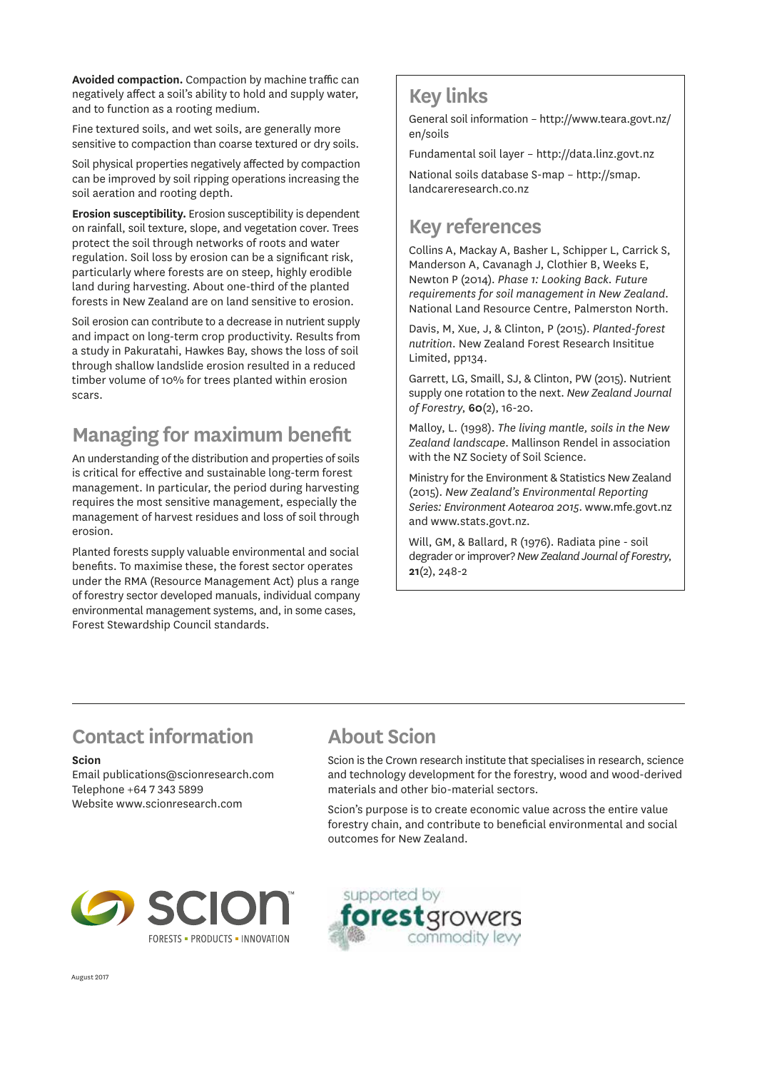**Avoided compaction.** Compaction by machine traffic can negatively affect a soil's ability to hold and supply water, and to function as a rooting medium.

Fine textured soils, and wet soils, are generally more sensitive to compaction than coarse textured or dry soils.

Soil physical properties negatively affected by compaction can be improved by soil ripping operations increasing the soil aeration and rooting depth.

**Erosion susceptibility.** Erosion susceptibility is dependent on rainfall, soil texture, slope, and vegetation cover. Trees protect the soil through networks of roots and water regulation. Soil loss by erosion can be a significant risk, particularly where forests are on steep, highly erodible land during harvesting. About one-third of the planted forests in New Zealand are on land sensitive to erosion.

Soil erosion can contribute to a decrease in nutrient supply and impact on long-term crop productivity. Results from a study in Pakuratahi, Hawkes Bay, shows the loss of soil through shallow landslide erosion resulted in a reduced timber volume of 10% for trees planted within erosion scars.

## Managing for maximum benefit

An understanding of the distribution and properties of soils is critical for effective and sustainable long-term forest management. In particular, the period during harvesting requires the most sensitive management, especially the management of harvest residues and loss of soil through erosion.

Planted forests supply valuable environmental and social benefits. To maximise these, the forest sector operates under the RMA (Resource Management Act) plus a range of forestry sector developed manuals, individual company environmental management systems, and, in some cases, Forest Stewardship Council standards.

## Key links

General soil information – http://www.teara.govt.nz/en/soils

Fundamental soil layer – http://data.linz.govt.nz

National soils database S-map – http://smap.landcareresearch.co.nz

## Key references

Collins A, Mackay A, Basher L, Schipper L, Carrick S, Manderson A, Cavanagh J, Clothier B, Weeks E, Newton P (2014). *Phase 1: Looking Back. Future requirements for soil management in New Zealand*. National Land Resource Centre, Palmerston North.

Davis, M, Xue, J, & Clinton, P (2015). *Planted-forest nutrition*. New Zealand Forest Research Insititue Limited, pp134.

Garrett, LG, Smaill, SJ, & Clinton, PW (2015). Nutrient supply one rotation to the next. *New Zealand Journal of Forestry*, **60**(2), 16-20.

Malloy, L. (1998). *The living mantle, soils in the New Zealand landscape*. Mallinson Rendel in association with the NZ Society of Soil Science.

Ministry for the Environment & Statistics New Zealand (2015). *New Zealand's Environmental Reporting Series: Environment Aotearoa 2015*. www.mfe.govt.nz and www.stats.govt.nz.

Will, GM, & Ballard, R (1976). Radiata pine - soil degrader or improver? *New Zealand Journal of Forestry*, **21**(2), 248-2

## Contact information

**Scion**
Email publications@scionresearch.com
Telephone +64 7 343 5899
Website www.scionresearch.com

## About Scion

Scion is the Crown research institute that specialises in research, science and technology development for the forestry, wood and wood-derived materials and other bio-material sectors.

Scion's purpose is to create economic value across the entire value forestry chain, and contribute to beneficial environmental and social outcomes for New Zealand.

scion
FORESTS ▪ PRODUCTS ▪ INNOVATION

supported by forestgrowers commodity levy

August 2017